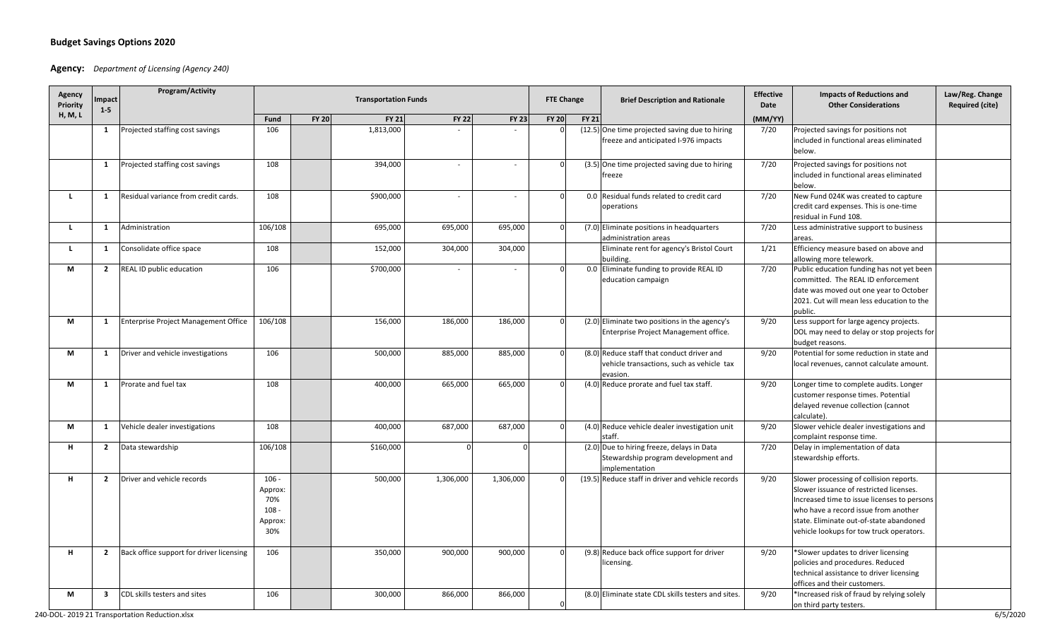## Budget Savings Options 2020

**Agency:** *Department of Licensing (Agency 240)*

| Agency Priority H, M, L | Impact 1-5 | Program/Activity | Transportation Funds | | | | | FTE Change | | Brief Description and Rationale | Effective Date | Impacts of Reductions and Other Considerations | Law/Reg. Change Required (cite) |
|---|---|---|---|---|---|---|---|---|---|---|---|---|---|
| | | | Fund | FY 20 | FY 21 | FY 22 | FY 23 | FY 20 | FY 21 | | (MM/YY) | | |
| | 1 | Projected staffing cost savings | 106 | | 1,813,000 | - | - | 0 | (12.5) | One time projected saving due to hiring freeze and anticipated I-976 impacts | 7/20 | Projected savings for positions not included in functional areas eliminated below. | |
| | 1 | Projected staffing cost savings | 108 | | 394,000 | - | - | 0 | (3.5) | One time projected saving due to hiring freeze | 7/20 | Projected savings for positions not included in functional areas eliminated below. | |
| L | 1 | Residual variance from credit cards. | 108 | | $900,000 | - | - | 0 | 0.0 | Residual funds related to credit card operations | 7/20 | New Fund 024K was created to capture credit card expenses. This is one-time residual in Fund 108. | |
| L | 1 | Administration | 106/108 | | 695,000 | 695,000 | 695,000 | 0 | (7.0) | Eliminate positions in headquarters administration areas | 7/20 | Less administrative support to business areas. | |
| L | 1 | Consolidate office space | 108 | | 152,000 | 304,000 | 304,000 | | | Eliminate rent for agency's Bristol Court building. | 1/21 | Efficiency measure based on above and allowing more telework. | |
| M | 2 | REAL ID public education | 106 | | $700,000 | - | - | 0 | 0.0 | Eliminate funding to provide REAL ID education campaign | 7/20 | Public education funding has not yet been committed. The REAL ID enforcement date was moved out one year to October 2021. Cut will mean less education to the public. | |
| M | 1 | Enterprise Project Management Office | 106/108 | | 156,000 | 186,000 | 186,000 | 0 | (2.0) | Eliminate two positions in the agency's Enterprise Project Management office. | 9/20 | Less support for large agency projects. DOL may need to delay or stop projects for budget reasons. | |
| M | 1 | Driver and vehicle investigations | 106 | | 500,000 | 885,000 | 885,000 | 0 | (8.0) | Reduce staff that conduct driver and vehicle transactions, such as vehicle tax evasion. | 9/20 | Potential for some reduction in state and local revenues, cannot calculate amount. | |
| M | 1 | Prorate and fuel tax | 108 | | 400,000 | 665,000 | 665,000 | 0 | (4.0) | Reduce prorate and fuel tax staff. | 9/20 | Longer time to complete audits. Longer customer response times. Potential delayed revenue collection (cannot calculate). | |
| M | 1 | Vehicle dealer investigations | 108 | | 400,000 | 687,000 | 687,000 | 0 | (4.0) | Reduce vehicle dealer investigation unit staff. | 9/20 | Slower vehicle dealer investigations and complaint response time. | |
| H | 2 | Data stewardship | 106/108 | | $160,000 | 0 | 0 | | (2.0) | Due to hiring freeze, delays in Data Stewardship program development and implementation | 7/20 | Delay in implementation of data stewardship efforts. | |
| H | 2 | Driver and vehicle records | 106 - Approx: 70% 108 - Approx: 30% | | 500,000 | 1,306,000 | 1,306,000 | 0 | (19.5) | Reduce staff in driver and vehicle records | 9/20 | Slower processing of collision reports. Slower issuance of restricted licenses. Increased time to issue licenses to persons who have a record issue from another state. Eliminate out-of-state abandoned vehicle lookups for tow truck operators. | |
| H | 2 | Back office support for driver licensing | 106 | | 350,000 | 900,000 | 900,000 | 0 | (9.8) | Reduce back office support for driver licensing. | 9/20 | *Slower updates to driver licensing policies and procedures. Reduced technical assistance to driver licensing offices and their customers. | |
| M | 3 | CDL skills testers and sites | 106 | | 300,000 | 866,000 | 866,000 | 0 | (8.0) | Eliminate state CDL skills testers and sites. | 9/20 | *Increased risk of fraud by relying solely on third party testers. | |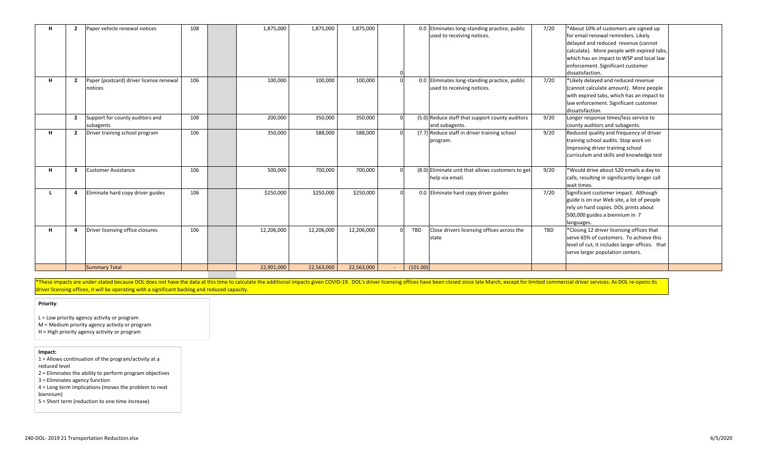| | | | | | | | | | | | | | |
|---|---|---|---|---|---|---|---|---|---|---|---|---|---|
| H | 2 | Paper vehicle renewal notices | 108 | | 1,875,000 | 1,875,000 | 1,875,000 | 0 | 0.0 | Eliminates long-standing practice, public used to receiving notices. | 7/20 | *About 10% of customers are signed up for email renewal reminders. Likely delayed and reduced revenue (cannot calculate). More people with expired tabs, which has an impact to WSP and local law enforcement. Significant customer dissatisfaction. | |
| H | 2 | Paper (postcard) driver license renewal notices | 106 | | 100,000 | 100,000 | 100,000 | 0 | 0.0 | Eliminates long-standing practice, public used to receiving notices. | 7/20 | *Likely delayed and reduced revenue (cannot calculate amount). More people with expired tabs, which has an impact to law enforcement. Significant customer dissatisfaction. | |
| | 2 | Support for county auditors and subagents | 108 | | 200,000 | 350,000 | 350,000 | 0 | (5.0) | Reduce staff that support county auditors and subagents. | 9/20 | Longer response times/less service to county auditors and subagents. | |
| H | 2 | Driver training school program | 106 | | 350,000 | 588,000 | 588,000 | 0 | (7.7) | Reduce staff in driver training school program. | 9/20 | Reduced quality and frequency of driver training school audits. Stop work on improving driver training school curriculum and skills and knowledge test | |
| H | 3 | Customer Assistance | 106 | | 500,000 | 700,000 | 700,000 | 0 | (8.0) | Eliminate unit that allows customers to get help via email. | 9/20 | *Would drive about 520 emails a day to calls, resulting in significantly longer call wait times. | |
| L | 4 | Eliminate hard copy driver guides | 106 | | $250,000 | $250,000 | $250,000 | 0 | 0.0 | Eliminate hard copy driver guides | 7/20 | Significant customer impact. Although guide is on our Web site, a lot of people rely on hard copies. DOL prints about 500,000 guides a biennium in 7 languages. | |
| H | 4 | Driver licensing office closures | 106 | | 12,206,000 | 12,206,000 | 12,206,000 | 0 | TBD | Close drivers licensing offices across the state | TBD | *Closing 12 driver licensing offices that serve 65% of customers. To achieve this level of cut, it includes larger offices. that serve larger population centers. | |
| | | Summary Total | | | 22,901,000 | 22,563,000 | 22,563,000 | - | (101.00) | | | | |

*These impacts are under-stated because DOL does not have the data at this time to calculate the additional impacts given COVID-19. DOL's driver licensing offices have been closed since late March, except for limited commercial driver services. As DOL re-opens its driver licensing offices, it will be operating with a significant backlog and reduced capacity.

**Priority**:

L = Low priority agency activity or program
M = Medium priority agency activity or program
H = High priority agency activity or program

**Impact:**

1 = Allows continuation of the program/activity at a reduced level
2 = Eliminates the ability to perform program objectives
3 = Eliminates agency function
4 = Long term implications (moves the problem to next biennium)
5 = Short term (reduction to one time increase)